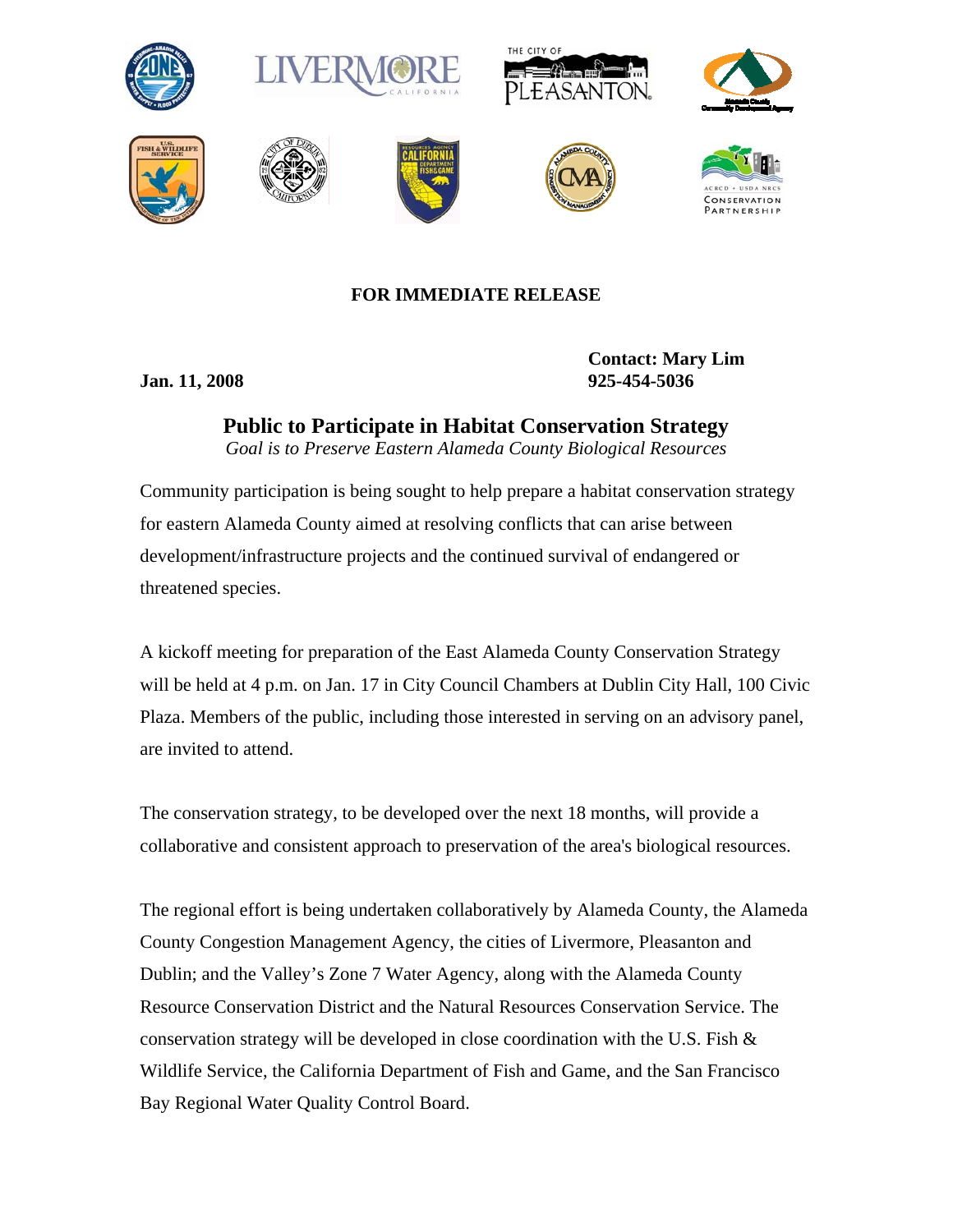**FOR IMMEDIATE RELEASE**

**Jan. 11, 2008**

**Contact: Mary Lim**
**925-454-5036**

# Public to Participate in Habitat Conservation Strategy

*Goal is to Preserve Eastern Alameda County Biological Resources*

Community participation is being sought to help prepare a habitat conservation strategy for eastern Alameda County aimed at resolving conflicts that can arise between development/infrastructure projects and the continued survival of endangered or threatened species.

A kickoff meeting for preparation of the East Alameda County Conservation Strategy will be held at 4 p.m. on Jan. 17 in City Council Chambers at Dublin City Hall, 100 Civic Plaza. Members of the public, including those interested in serving on an advisory panel, are invited to attend.

The conservation strategy, to be developed over the next 18 months, will provide a collaborative and consistent approach to preservation of the area's biological resources.

The regional effort is being undertaken collaboratively by Alameda County, the Alameda County Congestion Management Agency, the cities of Livermore, Pleasanton and Dublin; and the Valley's Zone 7 Water Agency, along with the Alameda County Resource Conservation District and the Natural Resources Conservation Service. The conservation strategy will be developed in close coordination with the U.S. Fish & Wildlife Service, the California Department of Fish and Game, and the San Francisco Bay Regional Water Quality Control Board.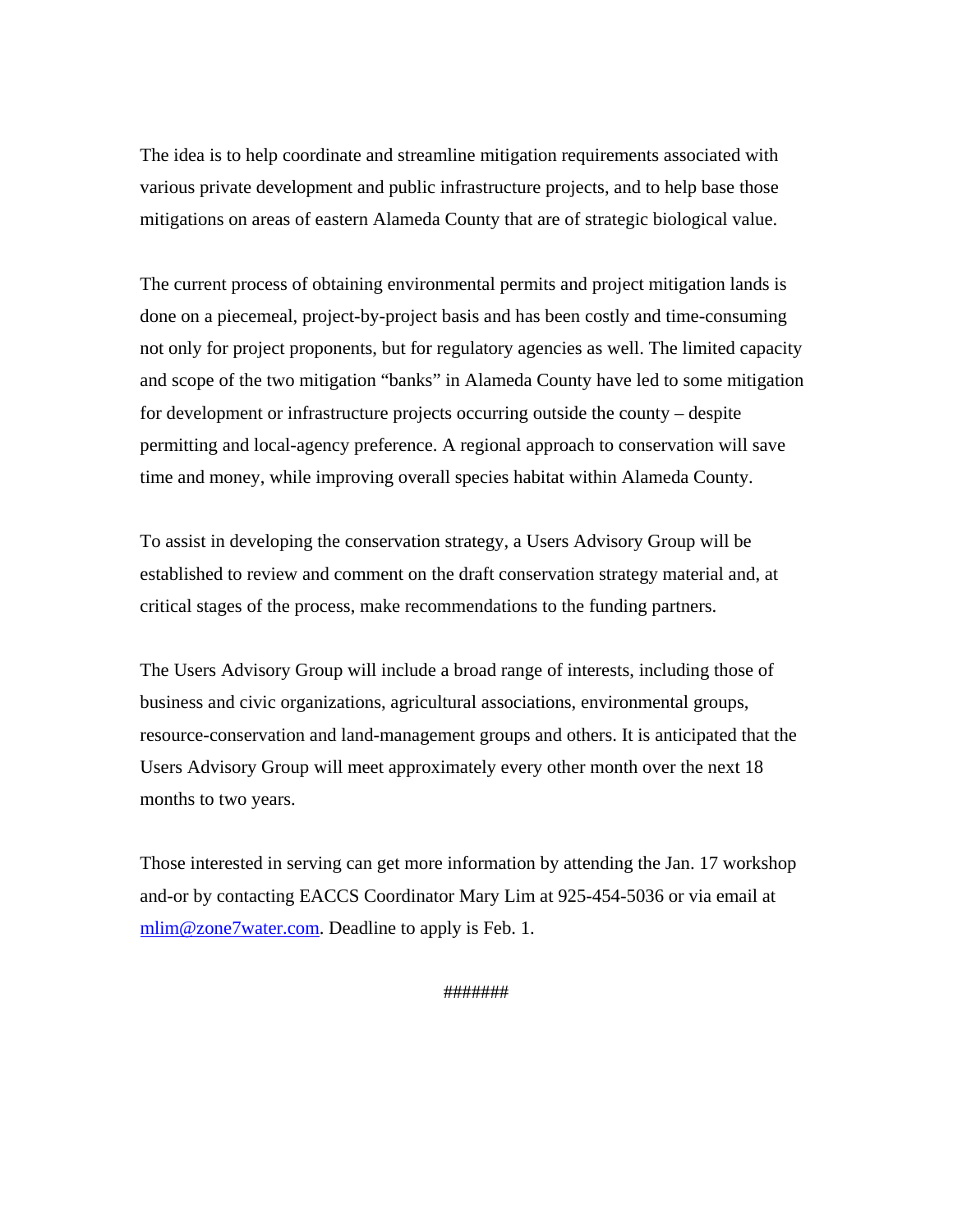The idea is to help coordinate and streamline mitigation requirements associated with various private development and public infrastructure projects, and to help base those mitigations on areas of eastern Alameda County that are of strategic biological value.

The current process of obtaining environmental permits and project mitigation lands is done on a piecemeal, project-by-project basis and has been costly and time-consuming not only for project proponents, but for regulatory agencies as well. The limited capacity and scope of the two mitigation "banks" in Alameda County have led to some mitigation for development or infrastructure projects occurring outside the county – despite permitting and local-agency preference. A regional approach to conservation will save time and money, while improving overall species habitat within Alameda County.

To assist in developing the conservation strategy, a Users Advisory Group will be established to review and comment on the draft conservation strategy material and, at critical stages of the process, make recommendations to the funding partners.

The Users Advisory Group will include a broad range of interests, including those of business and civic organizations, agricultural associations, environmental groups, resource-conservation and land-management groups and others. It is anticipated that the Users Advisory Group will meet approximately every other month over the next 18 months to two years.

Those interested in serving can get more information by attending the Jan. 17 workshop and-or by contacting EACCS Coordinator Mary Lim at 925-454-5036 or via email at mlim@zone7water.com. Deadline to apply is Feb. 1.

#######